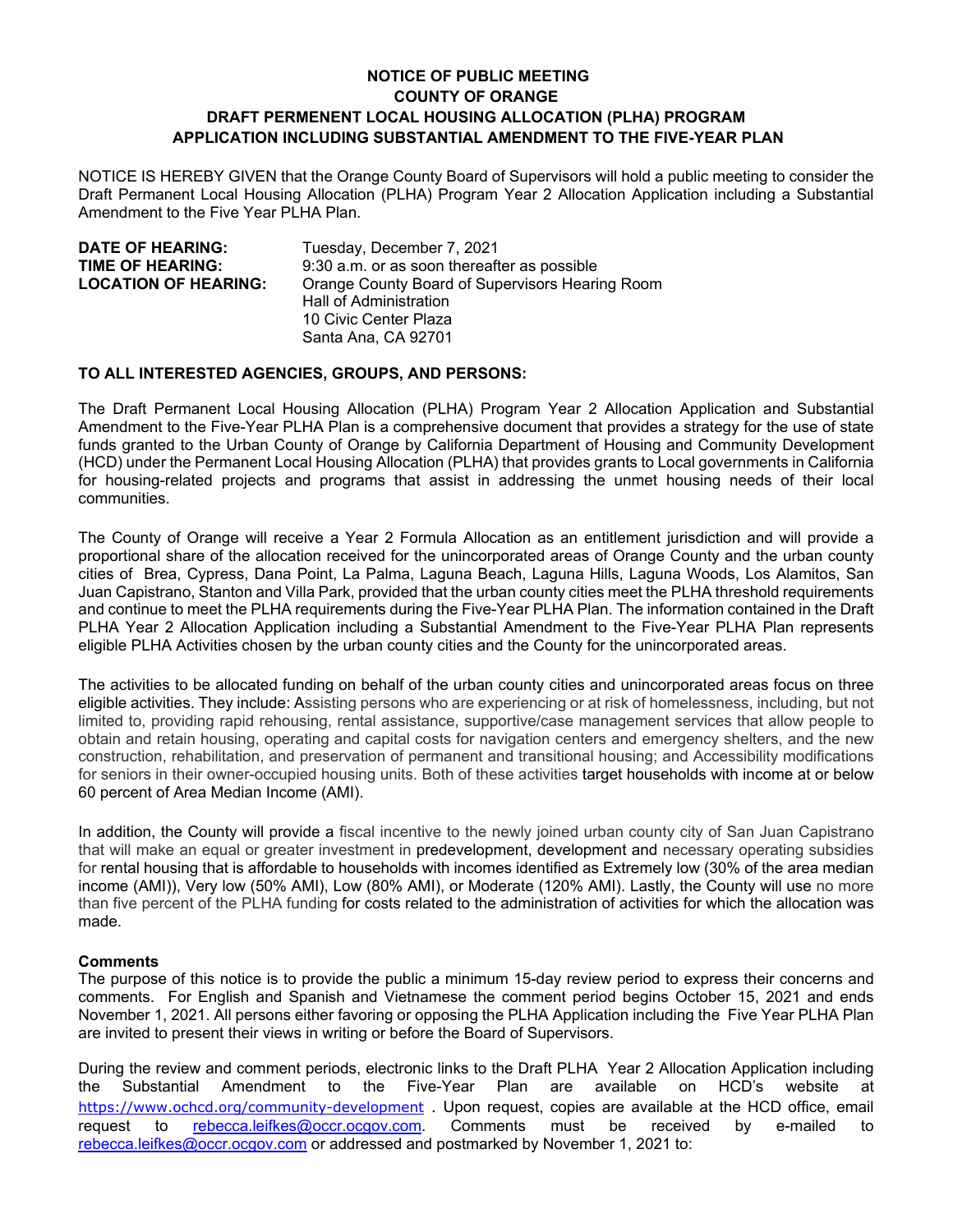# NOTICE OF PUBLIC MEETING
# COUNTY OF ORANGE
# DRAFT PERMENENT LOCAL HOUSING ALLOCATION (PLHA) PROGRAM APPLICATION INCLUDING SUBSTANTIAL AMENDMENT TO THE FIVE-YEAR PLAN

NOTICE IS HEREBY GIVEN that the Orange County Board of Supervisors will hold a public meeting to consider the Draft Permanent Local Housing Allocation (PLHA) Program Year 2 Allocation Application including a Substantial Amendment to the Five Year PLHA Plan.

| | |
|---|---|
| **DATE OF HEARING:** | Tuesday, December 7, 2021 |
| **TIME OF HEARING:** | 9:30 a.m. or as soon thereafter as possible |
| **LOCATION OF HEARING:** | Orange County Board of Supervisors Hearing Room<br>Hall of Administration<br>10 Civic Center Plaza<br>Santa Ana, CA 92701 |

**TO ALL INTERESTED AGENCIES, GROUPS, AND PERSONS:**

The Draft Permanent Local Housing Allocation (PLHA) Program Year 2 Allocation Application and Substantial Amendment to the Five-Year PLHA Plan is a comprehensive document that provides a strategy for the use of state funds granted to the Urban County of Orange by California Department of Housing and Community Development (HCD) under the Permanent Local Housing Allocation (PLHA) that provides grants to Local governments in California for housing-related projects and programs that assist in addressing the unmet housing needs of their local communities.

The County of Orange will receive a Year 2 Formula Allocation as an entitlement jurisdiction and will provide a proportional share of the allocation received for the unincorporated areas of Orange County and the urban county cities of Brea, Cypress, Dana Point, La Palma, Laguna Beach, Laguna Hills, Laguna Woods, Los Alamitos, San Juan Capistrano, Stanton and Villa Park, provided that the urban county cities meet the PLHA threshold requirements and continue to meet the PLHA requirements during the Five-Year PLHA Plan. The information contained in the Draft PLHA Year 2 Allocation Application including a Substantial Amendment to the Five-Year PLHA Plan represents eligible PLHA Activities chosen by the urban county cities and the County for the unincorporated areas.

The activities to be allocated funding on behalf of the urban county cities and unincorporated areas focus on three eligible activities. They include: Assisting persons who are experiencing or at risk of homelessness, including, but not limited to, providing rapid rehousing, rental assistance, supportive/case management services that allow people to obtain and retain housing, operating and capital costs for navigation centers and emergency shelters, and the new construction, rehabilitation, and preservation of permanent and transitional housing; and Accessibility modifications for seniors in their owner-occupied housing units. Both of these activities target households with income at or below 60 percent of Area Median Income (AMI).

In addition, the County will provide a fiscal incentive to the newly joined urban county city of San Juan Capistrano that will make an equal or greater investment in predevelopment, development and necessary operating subsidies for rental housing that is affordable to households with incomes identified as Extremely low (30% of the area median income (AMI)), Very low (50% AMI), Low (80% AMI), or Moderate (120% AMI). Lastly, the County will use no more than five percent of the PLHA funding for costs related to the administration of activities for which the allocation was made.

**Comments**

The purpose of this notice is to provide the public a minimum 15-day review period to express their concerns and comments. For English and Spanish and Vietnamese the comment period begins October 15, 2021 and ends November 1, 2021. All persons either favoring or opposing the PLHA Application including the Five Year PLHA Plan are invited to present their views in writing or before the Board of Supervisors.

During the review and comment periods, electronic links to the Draft PLHA Year 2 Allocation Application including the Substantial Amendment to the Five-Year Plan are available on HCD's website at https://www.ochcd.org/community-development . Upon request, copies are available at the HCD office, email request to rebecca.leifkes@occr.ocgov.com. Comments must be received by e-mailed to rebecca.leifkes@occr.ocgov.com or addressed and postmarked by November 1, 2021 to: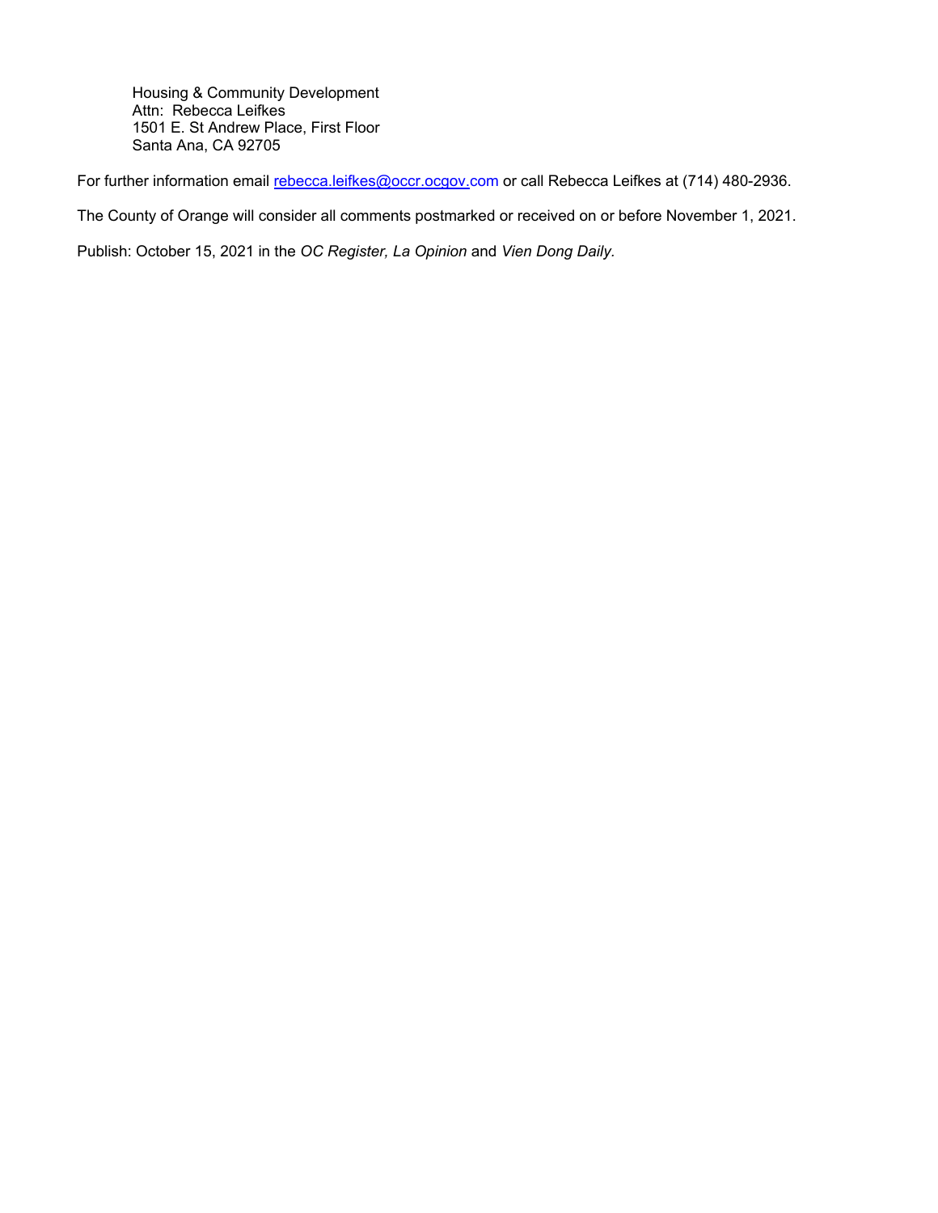Housing & Community Development
Attn: Rebecca Leifkes
1501 E. St Andrew Place, First Floor
Santa Ana, CA 92705

For further information email rebecca.leifkes@occr.ocgov.com or call Rebecca Leifkes at (714) 480-2936.

The County of Orange will consider all comments postmarked or received on or before November 1, 2021.

Publish: October 15, 2021 in the *OC Register, La Opinion* and *Vien Dong Daily.*